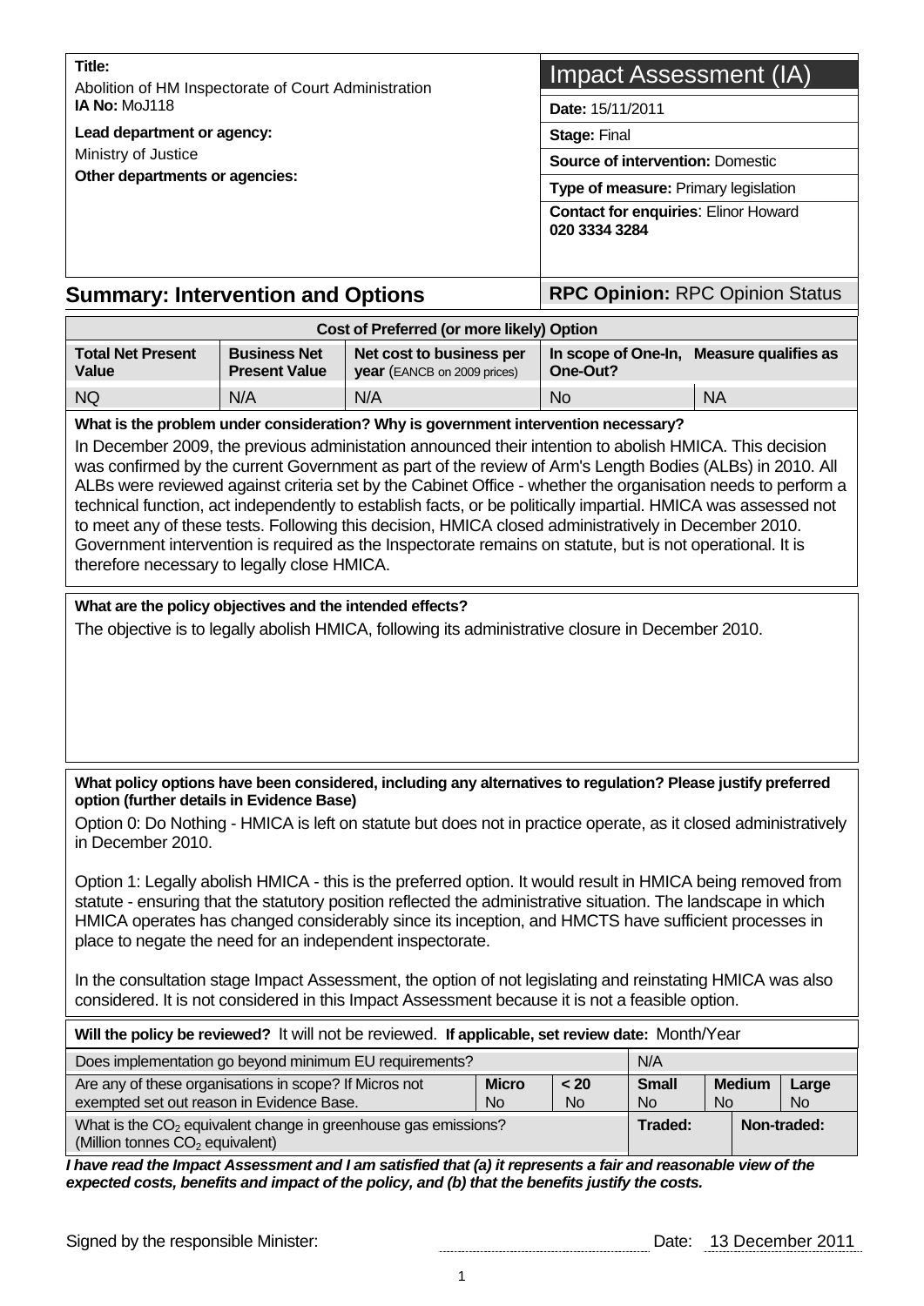**Title:**
Abolition of HM Inspectorate of Court Administration

**IA No:** MoJ118

**Lead department or agency:**
Ministry of Justice

**Other departments or agencies:**

# Impact Assessment (IA)

**Date:** 15/11/2011

**Stage:** Final

**Source of intervention:** Domestic

**Type of measure:** Primary legislation

**Contact for enquiries**: Elinor Howard **020 3334 3284**

## Summary: Intervention and Options

**RPC Opinion:** RPC Opinion Status

| Cost of Preferred (or more likely) Option | | | | |
|---|---|---|---|---|
| **Total Net Present Value** | **Business Net Present Value** | **Net cost to business per year** (EANCB on 2009 prices) | **In scope of One-In, One-Out?** | **Measure qualifies as** |
| NQ | N/A | N/A | No | NA |

**What is the problem under consideration? Why is government intervention necessary?**

In December 2009, the previous administration announced their intention to abolish HMICA. This decision was confirmed by the current Government as part of the review of Arm's Length Bodies (ALBs) in 2010. All ALBs were reviewed against criteria set by the Cabinet Office - whether the organisation needs to perform a technical function, act independently to establish facts, or be politically impartial. HMICA was assessed not to meet any of these tests. Following this decision, HMICA closed administratively in December 2010. Government intervention is required as the Inspectorate remains on statute, but is not operational. It is therefore necessary to legally close HMICA.

**What are the policy objectives and the intended effects?**

The objective is to legally abolish HMICA, following its administrative closure in December 2010.

**What policy options have been considered, including any alternatives to regulation? Please justify preferred option (further details in Evidence Base)**

Option 0: Do Nothing - HMICA is left on statute but does not in practice operate, as it closed administratively in December 2010.

Option 1: Legally abolish HMICA - this is the preferred option. It would result in HMICA being removed from statute - ensuring that the statutory position reflected the administrative situation. The landscape in which HMICA operates has changed considerably since its inception, and HMCTS have sufficient processes in place to negate the need for an independent inspectorate.

In the consultation stage Impact Assessment, the option of not legislating and reinstating HMICA was also considered. It is not considered in this Impact Assessment because it is not a feasible option.

**Will the policy be reviewed?** It will not be reviewed. **If applicable, set review date:** Month/Year

| | | | | | |
|---|---|---|---|---|---|
| Does implementation go beyond minimum EU requirements? | | | N/A | | |
| Are any of these organisations in scope? If Micros not exempted set out reason in Evidence Base. | **Micro** No | **< 20** No | **Small** No | **Medium** No | **Large** No |
| What is the $CO_2$ equivalent change in greenhouse gas emissions? (Million tonnes $CO_2$ equivalent) | | | **Traded:** | **Non-traded:** | |

***I have read the Impact Assessment and I am satisfied that (a) it represents a fair and reasonable view of the expected costs, benefits and impact of the policy, and (b) that the benefits justify the costs.***

Signed by the responsible Minister: ............................................ Date: 13 December 2011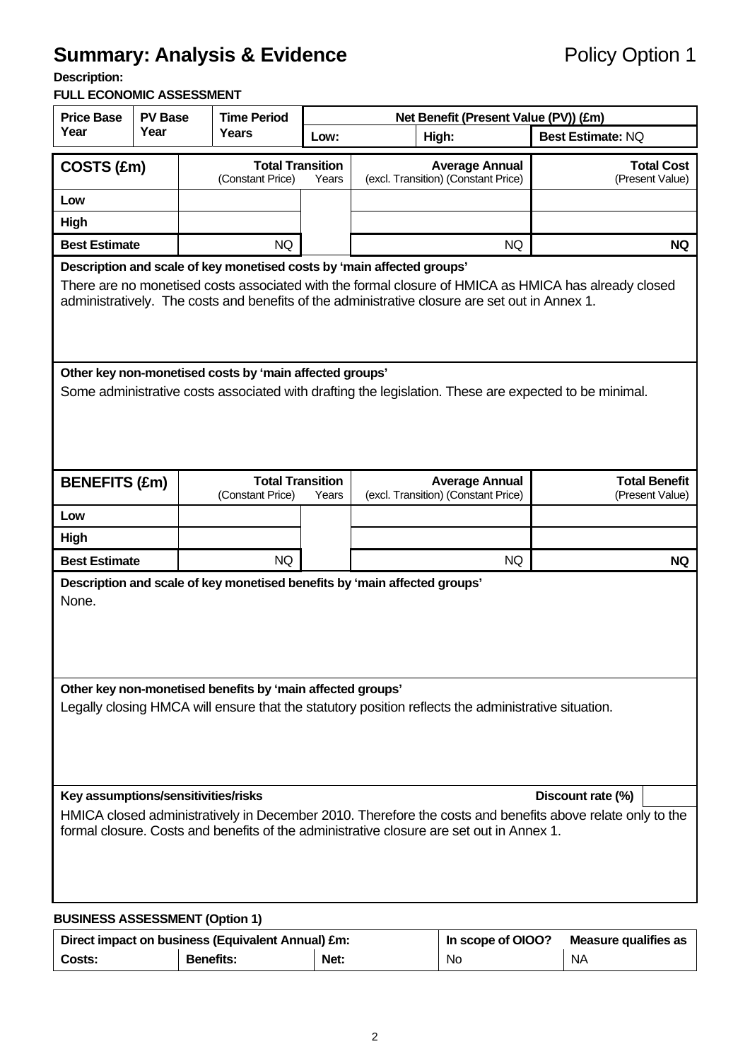# Summary: Analysis & Evidence

Policy Option 1

**Description:**

**FULL ECONOMIC ASSESSMENT**

| Price Base Year | PV Base Year | Time Period Years | Net Benefit (Present Value (PV)) (£m) | | |
|---|---|---|---|---|---|
| | | | Low: | High: | Best Estimate: NQ |

| COSTS (£m) | Total Transition (Constant Price) | Years | Average Annual (excl. Transition) (Constant Price) | Total Cost (Present Value) |
|---|---|---|---|---|
| Low | | | | |
| High | | | | |
| Best Estimate | NQ | | NQ | **NQ** |

**Description and scale of key monetised costs by 'main affected groups'**

There are no monetised costs associated with the formal closure of HMICA as HMICA has already closed administratively. The costs and benefits of the administrative closure are set out in Annex 1.

**Other key non-monetised costs by 'main affected groups'**

Some administrative costs associated with drafting the legislation. These are expected to be minimal.

| BENEFITS (£m) | Total Transition (Constant Price) | Years | Average Annual (excl. Transition) (Constant Price) | Total Benefit (Present Value) |
|---|---|---|---|---|
| Low | | | | |
| High | | | | |
| Best Estimate | NQ | | NQ | **NQ** |

**Description and scale of key monetised benefits by 'main affected groups'**

None.

**Other key non-monetised benefits by 'main affected groups'**

Legally closing HMCA will ensure that the statutory position reflects the administrative situation.

**Key assumptions/sensitivities/risks** | **Discount rate (%)** |

HMICA closed administratively in December 2010. Therefore the costs and benefits above relate only to the formal closure. Costs and benefits of the administrative closure are set out in Annex 1.

**BUSINESS ASSESSMENT (Option 1)**

| Direct impact on business (Equivalent Annual) £m: | | | In scope of OIOO? | Measure qualifies as |
|---|---|---|---|---|
| Costs: | Benefits: | Net: | No | NA |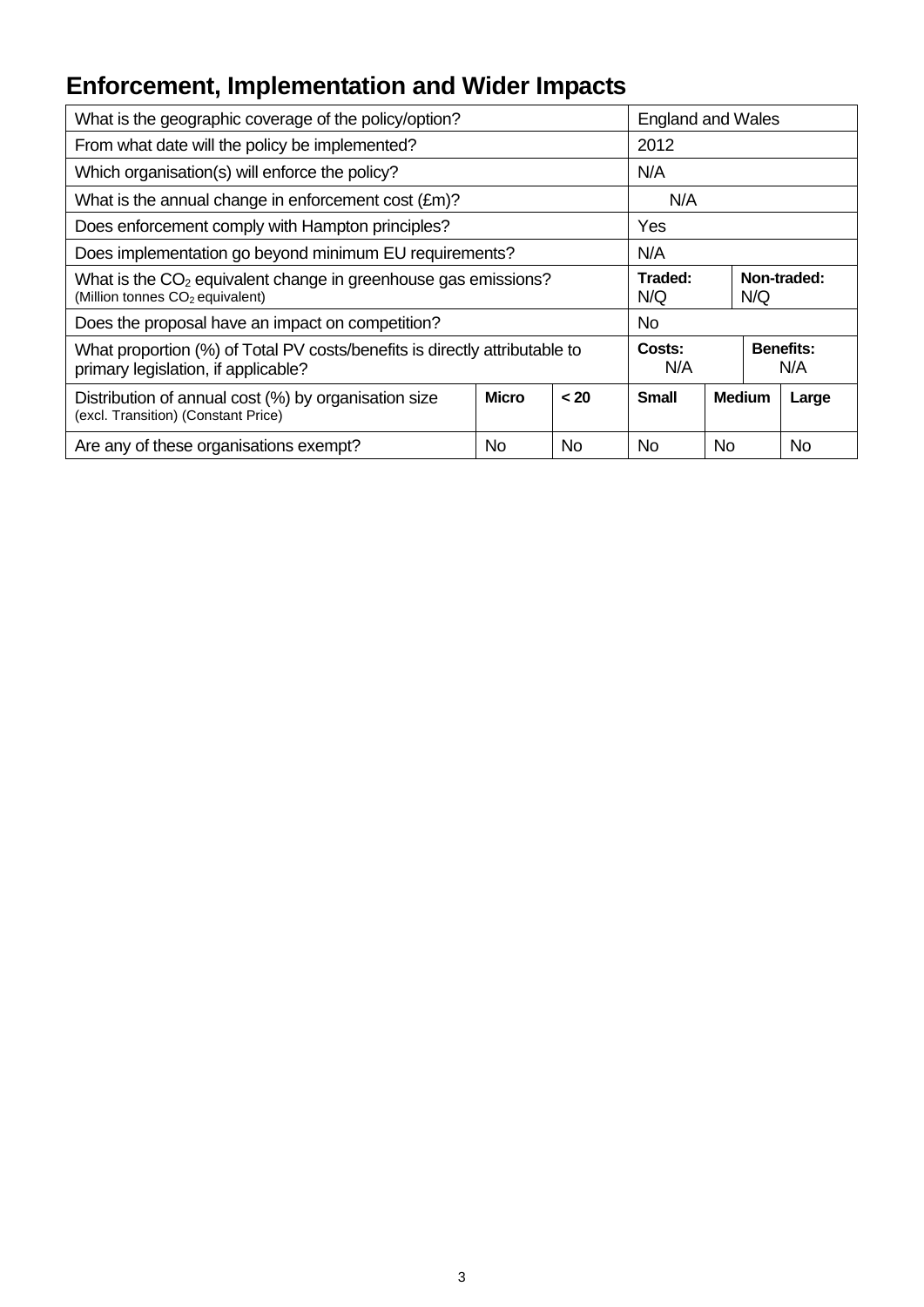## Enforcement, Implementation and Wider Impacts

| What is the geographic coverage of the policy/option? | | | England and Wales | | | |
|---|---|---|---|---|---|---|
| From what date will the policy be implemented? | | | 2012 | | | |
| Which organisation(s) will enforce the policy? | | | N/A | | | |
| What is the annual change in enforcement cost (£m)? | | | N/A | | | |
| Does enforcement comply with Hampton principles? | | | Yes | | | |
| Does implementation go beyond minimum EU requirements? | | | N/A | | | |
| What is the $CO_2$ equivalent change in greenhouse gas emissions? (Million tonnes $CO_2$ equivalent) | | | **Traded:** N/Q | | **Non-traded:** N/Q | |
| Does the proposal have an impact on competition? | | | No | | | |
| What proportion (%) of Total PV costs/benefits is directly attributable to primary legislation, if applicable? | | | **Costs:** N/A | | **Benefits:** N/A | |
| Distribution of annual cost (%) by organisation size (excl. Transition) (Constant Price) | **Micro** | **< 20** | **Small** | **Medium** | | **Large** |
| Are any of these organisations exempt? | No | No | No | No | | No |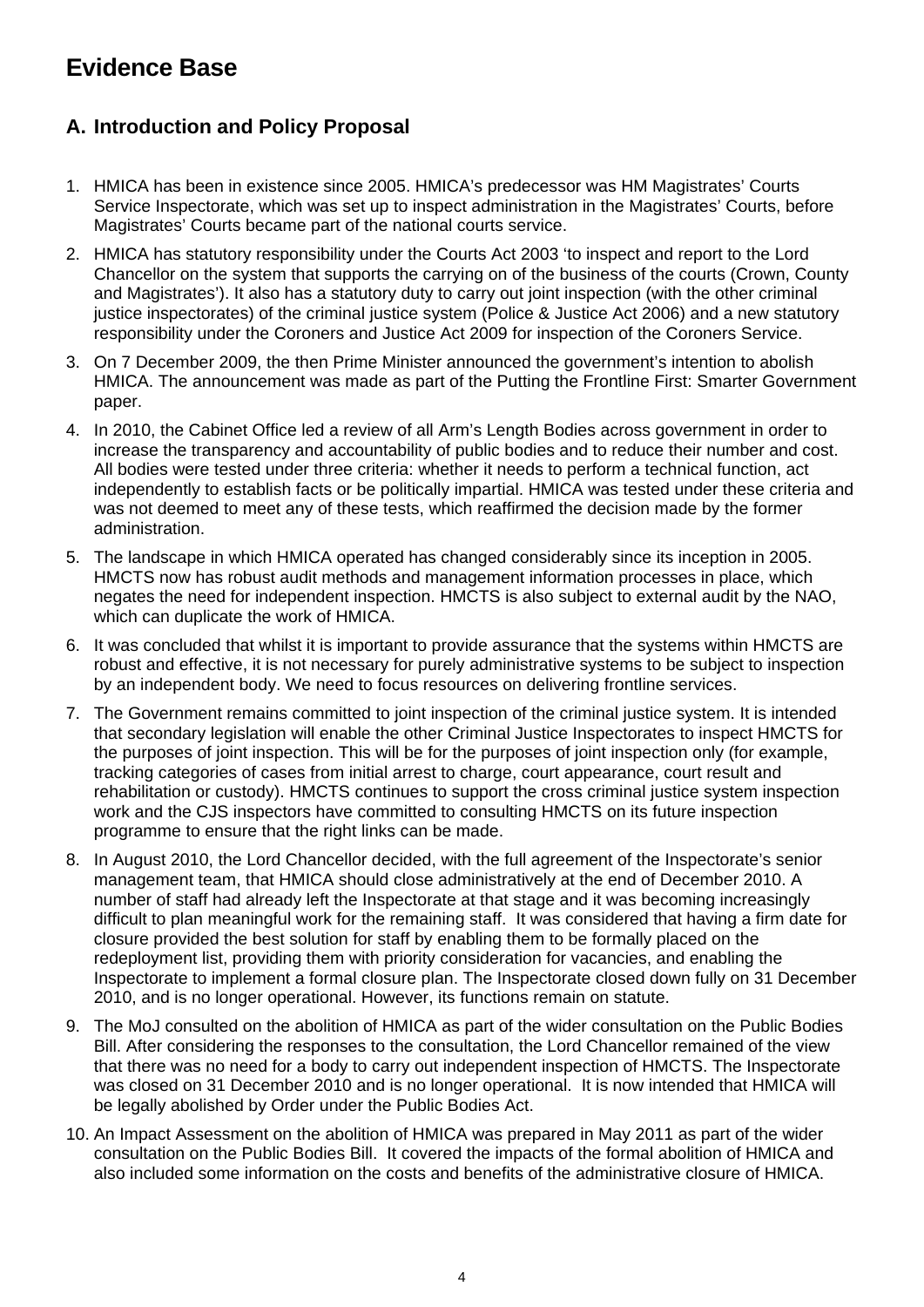# Evidence Base

## A. Introduction and Policy Proposal

1. HMICA has been in existence since 2005. HMICA's predecessor was HM Magistrates' Courts Service Inspectorate, which was set up to inspect administration in the Magistrates' Courts, before Magistrates' Courts became part of the national courts service.
2. HMICA has statutory responsibility under the Courts Act 2003 'to inspect and report to the Lord Chancellor on the system that supports the carrying on of the business of the courts (Crown, County and Magistrates'). It also has a statutory duty to carry out joint inspection (with the other criminal justice inspectorates) of the criminal justice system (Police & Justice Act 2006) and a new statutory responsibility under the Coroners and Justice Act 2009 for inspection of the Coroners Service.
3. On 7 December 2009, the then Prime Minister announced the government's intention to abolish HMICA. The announcement was made as part of the Putting the Frontline First: Smarter Government paper.
4. In 2010, the Cabinet Office led a review of all Arm's Length Bodies across government in order to increase the transparency and accountability of public bodies and to reduce their number and cost. All bodies were tested under three criteria: whether it needs to perform a technical function, act independently to establish facts or be politically impartial. HMICA was tested under these criteria and was not deemed to meet any of these tests, which reaffirmed the decision made by the former administration.
5. The landscape in which HMICA operated has changed considerably since its inception in 2005. HMCTS now has robust audit methods and management information processes in place, which negates the need for independent inspection. HMCTS is also subject to external audit by the NAO, which can duplicate the work of HMICA.
6. It was concluded that whilst it is important to provide assurance that the systems within HMCTS are robust and effective, it is not necessary for purely administrative systems to be subject to inspection by an independent body. We need to focus resources on delivering frontline services.
7. The Government remains committed to joint inspection of the criminal justice system. It is intended that secondary legislation will enable the other Criminal Justice Inspectorates to inspect HMCTS for the purposes of joint inspection. This will be for the purposes of joint inspection only (for example, tracking categories of cases from initial arrest to charge, court appearance, court result and rehabilitation or custody). HMCTS continues to support the cross criminal justice system inspection work and the CJS inspectors have committed to consulting HMCTS on its future inspection programme to ensure that the right links can be made.
8. In August 2010, the Lord Chancellor decided, with the full agreement of the Inspectorate's senior management team, that HMICA should close administratively at the end of December 2010. A number of staff had already left the Inspectorate at that stage and it was becoming increasingly difficult to plan meaningful work for the remaining staff. It was considered that having a firm date for closure provided the best solution for staff by enabling them to be formally placed on the redeployment list, providing them with priority consideration for vacancies, and enabling the Inspectorate to implement a formal closure plan. The Inspectorate closed down fully on 31 December 2010, and is no longer operational. However, its functions remain on statute.
9. The MoJ consulted on the abolition of HMICA as part of the wider consultation on the Public Bodies Bill. After considering the responses to the consultation, the Lord Chancellor remained of the view that there was no need for a body to carry out independent inspection of HMCTS. The Inspectorate was closed on 31 December 2010 and is no longer operational. It is now intended that HMICA will be legally abolished by Order under the Public Bodies Act.
10. An Impact Assessment on the abolition of HMICA was prepared in May 2011 as part of the wider consultation on the Public Bodies Bill. It covered the impacts of the formal abolition of HMICA and also included some information on the costs and benefits of the administrative closure of HMICA.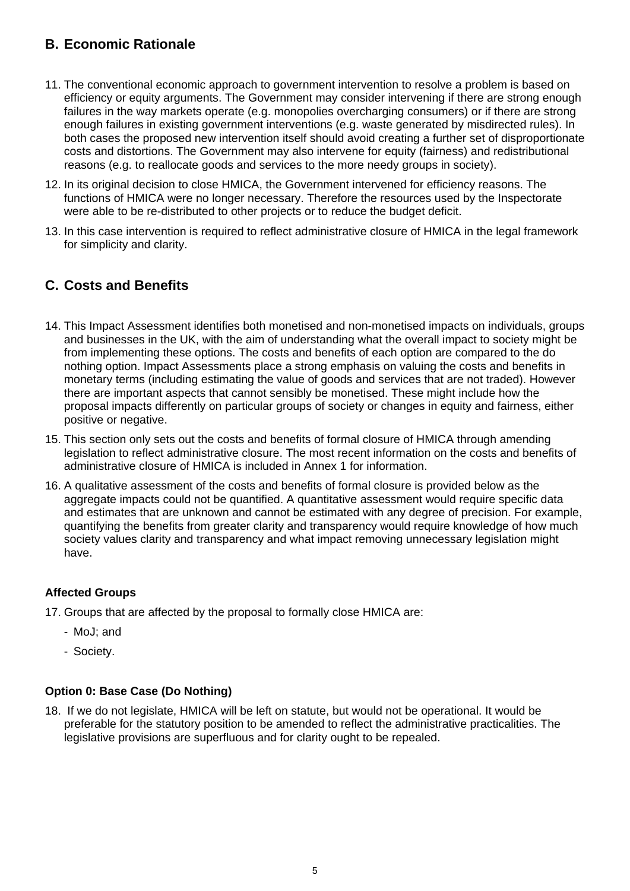## B. Economic Rationale

11. The conventional economic approach to government intervention to resolve a problem is based on efficiency or equity arguments. The Government may consider intervening if there are strong enough failures in the way markets operate (e.g. monopolies overcharging consumers) or if there are strong enough failures in existing government interventions (e.g. waste generated by misdirected rules). In both cases the proposed new intervention itself should avoid creating a further set of disproportionate costs and distortions. The Government may also intervene for equity (fairness) and redistributional reasons (e.g. to reallocate goods and services to the more needy groups in society).
12. In its original decision to close HMICA, the Government intervened for efficiency reasons. The functions of HMICA were no longer necessary. Therefore the resources used by the Inspectorate were able to be re-distributed to other projects or to reduce the budget deficit.
13. In this case intervention is required to reflect administrative closure of HMICA in the legal framework for simplicity and clarity.

## C. Costs and Benefits

14. This Impact Assessment identifies both monetised and non-monetised impacts on individuals, groups and businesses in the UK, with the aim of understanding what the overall impact to society might be from implementing these options. The costs and benefits of each option are compared to the do nothing option. Impact Assessments place a strong emphasis on valuing the costs and benefits in monetary terms (including estimating the value of goods and services that are not traded). However there are important aspects that cannot sensibly be monetised. These might include how the proposal impacts differently on particular groups of society or changes in equity and fairness, either positive or negative.
15. This section only sets out the costs and benefits of formal closure of HMICA through amending legislation to reflect administrative closure. The most recent information on the costs and benefits of administrative closure of HMICA is included in Annex 1 for information.
16. A qualitative assessment of the costs and benefits of formal closure is provided below as the aggregate impacts could not be quantified. A quantitative assessment would require specific data and estimates that are unknown and cannot be estimated with any degree of precision. For example, quantifying the benefits from greater clarity and transparency would require knowledge of how much society values clarity and transparency and what impact removing unnecessary legislation might have.

### Affected Groups

17. Groups that are affected by the proposal to formally close HMICA are:
    - MoJ; and
    - Society.

### Option 0: Base Case (Do Nothing)

18. If we do not legislate, HMICA will be left on statute, but would not be operational. It would be preferable for the statutory position to be amended to reflect the administrative practicalities. The legislative provisions are superfluous and for clarity ought to be repealed.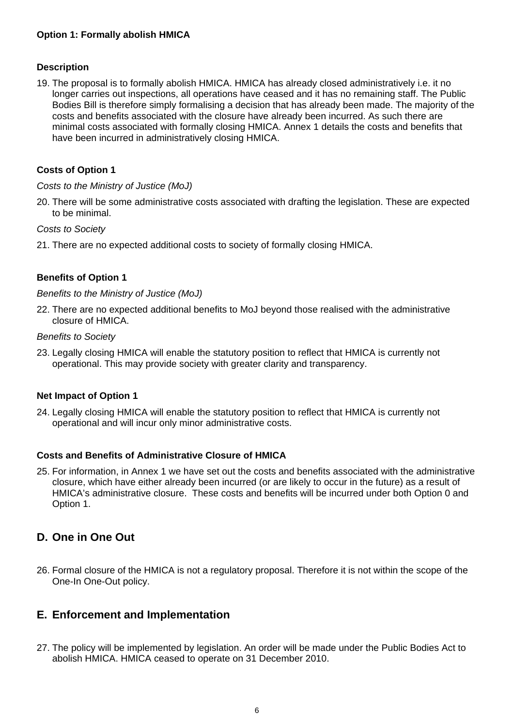**Option 1: Formally abolish HMICA**

**Description**

19. The proposal is to formally abolish HMICA. HMICA has already closed administratively i.e. it no longer carries out inspections, all operations have ceased and it has no remaining staff. The Public Bodies Bill is therefore simply formalising a decision that has already been made. The majority of the costs and benefits associated with the closure have already been incurred. As such there are minimal costs associated with formally closing HMICA. Annex 1 details the costs and benefits that have been incurred in administratively closing HMICA.

**Costs of Option 1**

*Costs to the Ministry of Justice (MoJ)*

20. There will be some administrative costs associated with drafting the legislation. These are expected to be minimal.

*Costs to Society*

21. There are no expected additional costs to society of formally closing HMICA.

**Benefits of Option 1**

*Benefits to the Ministry of Justice (MoJ)*

22. There are no expected additional benefits to MoJ beyond those realised with the administrative closure of HMICA.

*Benefits to Society*

23. Legally closing HMICA will enable the statutory position to reflect that HMICA is currently not operational. This may provide society with greater clarity and transparency.

**Net Impact of Option 1**

24. Legally closing HMICA will enable the statutory position to reflect that HMICA is currently not operational and will incur only minor administrative costs.

**Costs and Benefits of Administrative Closure of HMICA**

25. For information, in Annex 1 we have set out the costs and benefits associated with the administrative closure, which have either already been incurred (or are likely to occur in the future) as a result of HMICA's administrative closure. These costs and benefits will be incurred under both Option 0 and Option 1.

## D. One in One Out

26. Formal closure of the HMICA is not a regulatory proposal. Therefore it is not within the scope of the One-In One-Out policy.

## E. Enforcement and Implementation

27. The policy will be implemented by legislation. An order will be made under the Public Bodies Act to abolish HMICA. HMICA ceased to operate on 31 December 2010.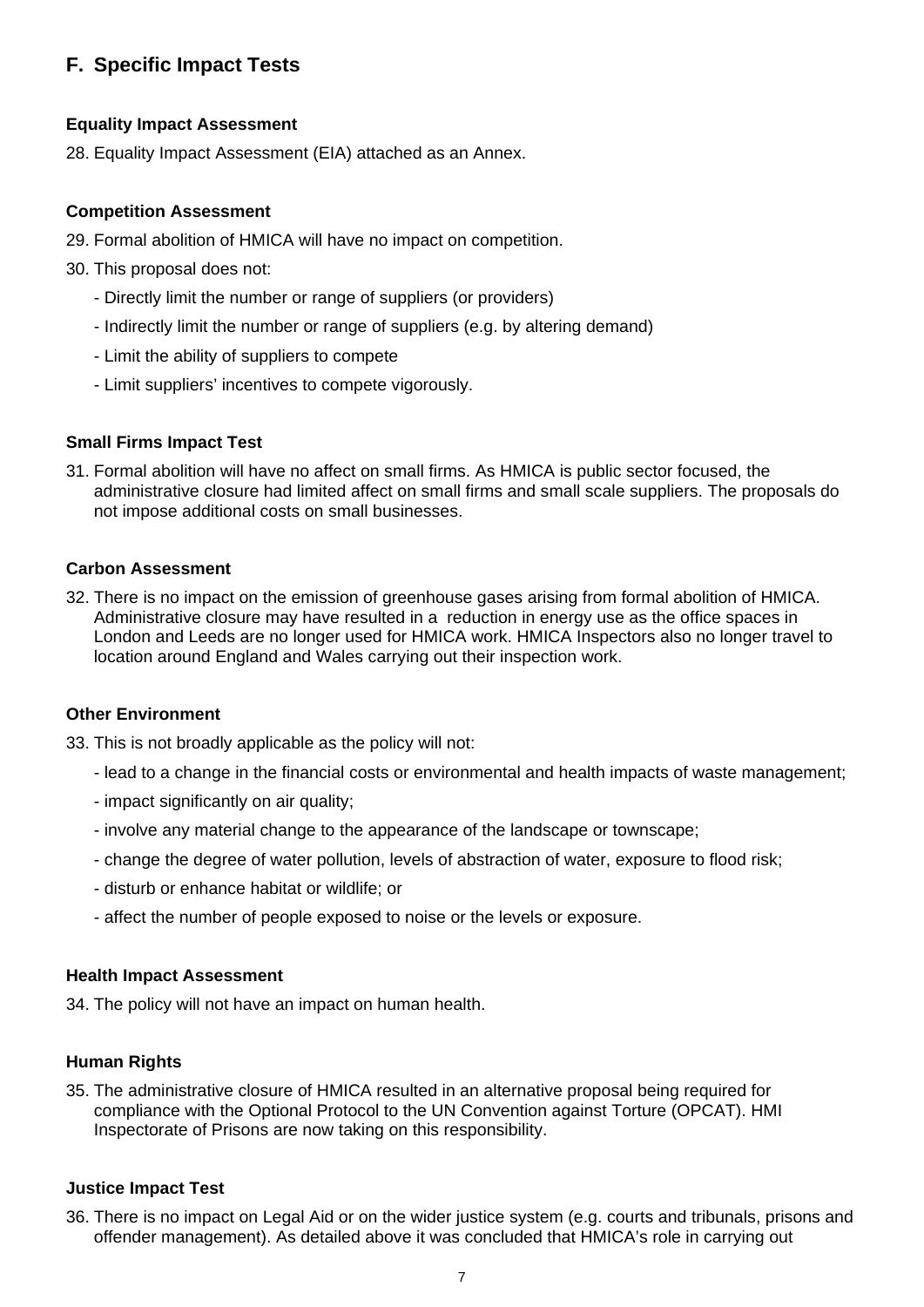## F. Specific Impact Tests

### Equality Impact Assessment

28. Equality Impact Assessment (EIA) attached as an Annex.

### Competition Assessment

29. Formal abolition of HMICA will have no impact on competition.

30. This proposal does not:

    - Directly limit the number or range of suppliers (or providers)
    - Indirectly limit the number or range of suppliers (e.g. by altering demand)
    - Limit the ability of suppliers to compete
    - Limit suppliers' incentives to compete vigorously.

### Small Firms Impact Test

31. Formal abolition will have no affect on small firms. As HMICA is public sector focused, the administrative closure had limited affect on small firms and small scale suppliers. The proposals do not impose additional costs on small businesses.

### Carbon Assessment

32. There is no impact on the emission of greenhouse gases arising from formal abolition of HMICA. Administrative closure may have resulted in a reduction in energy use as the office spaces in London and Leeds are no longer used for HMICA work. HMICA Inspectors also no longer travel to location around England and Wales carrying out their inspection work.

### Other Environment

33. This is not broadly applicable as the policy will not:

    - lead to a change in the financial costs or environmental and health impacts of waste management;
    - impact significantly on air quality;
    - involve any material change to the appearance of the landscape or townscape;
    - change the degree of water pollution, levels of abstraction of water, exposure to flood risk;
    - disturb or enhance habitat or wildlife; or
    - affect the number of people exposed to noise or the levels or exposure.

### Health Impact Assessment

34. The policy will not have an impact on human health.

### Human Rights

35. The administrative closure of HMICA resulted in an alternative proposal being required for compliance with the Optional Protocol to the UN Convention against Torture (OPCAT). HMI Inspectorate of Prisons are now taking on this responsibility.

### Justice Impact Test

36. There is no impact on Legal Aid or on the wider justice system (e.g. courts and tribunals, prisons and offender management). As detailed above it was concluded that HMICA's role in carrying out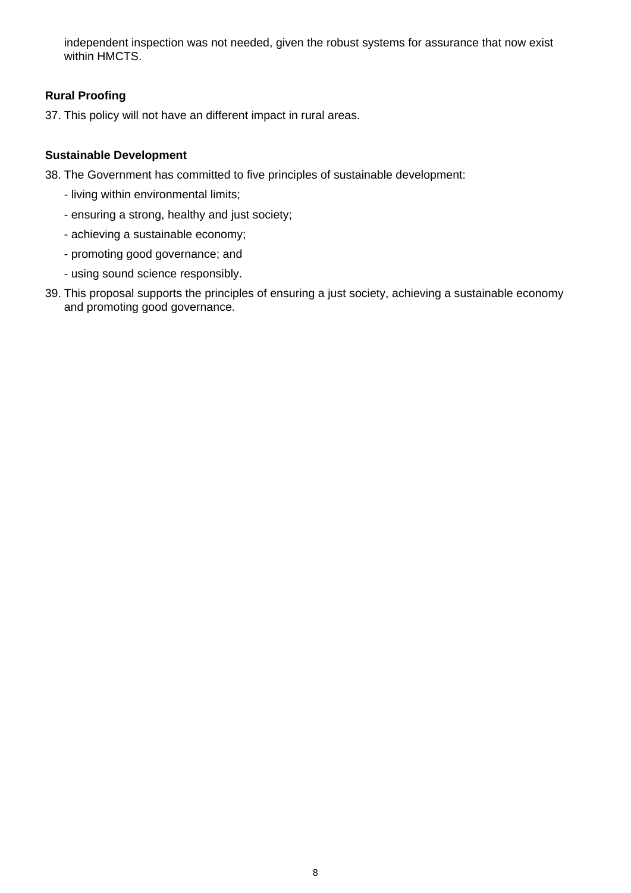independent inspection was not needed, given the robust systems for assurance that now exist within HMCTS.

**Rural Proofing**

37. This policy will not have an different impact in rural areas.

**Sustainable Development**

38. The Government has committed to five principles of sustainable development:

    - living within environmental limits;

    - ensuring a strong, healthy and just society;

    - achieving a sustainable economy;

    - promoting good governance; and

    - using sound science responsibly.

39. This proposal supports the principles of ensuring a just society, achieving a sustainable economy and promoting good governance.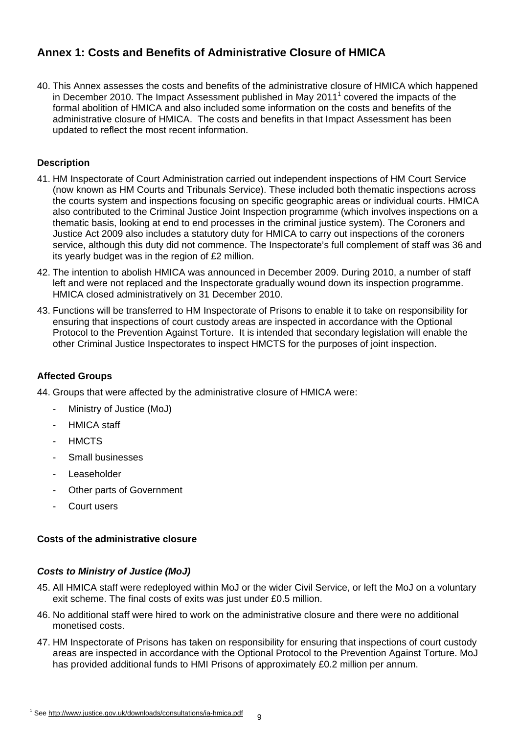## Annex 1: Costs and Benefits of Administrative Closure of HMICA

40. This Annex assesses the costs and benefits of the administrative closure of HMICA which happened in December 2010. The Impact Assessment published in May 2011[1] covered the impacts of the formal abolition of HMICA and also included some information on the costs and benefits of the administrative closure of HMICA. The costs and benefits in that Impact Assessment has been updated to reflect the most recent information.

### Description

41. HM Inspectorate of Court Administration carried out independent inspections of HM Court Service (now known as HM Courts and Tribunals Service). These included both thematic inspections across the courts system and inspections focusing on specific geographic areas or individual courts. HMICA also contributed to the Criminal Justice Joint Inspection programme (which involves inspections on a thematic basis, looking at end to end processes in the criminal justice system). The Coroners and Justice Act 2009 also includes a statutory duty for HMICA to carry out inspections of the coroners service, although this duty did not commence. The Inspectorate's full complement of staff was 36 and its yearly budget was in the region of £2 million.

42. The intention to abolish HMICA was announced in December 2009. During 2010, a number of staff left and were not replaced and the Inspectorate gradually wound down its inspection programme. HMICA closed administratively on 31 December 2010.

43. Functions will be transferred to HM Inspectorate of Prisons to enable it to take on responsibility for ensuring that inspections of court custody areas are inspected in accordance with the Optional Protocol to the Prevention Against Torture. It is intended that secondary legislation will enable the other Criminal Justice Inspectorates to inspect HMCTS for the purposes of joint inspection.

### Affected Groups

44. Groups that were affected by the administrative closure of HMICA were:

- Ministry of Justice (MoJ)
- HMICA staff
- HMCTS
- Small businesses
- Leaseholder
- Other parts of Government
- Court users

### Costs of the administrative closure

#### *Costs to Ministry of Justice (MoJ)*

45. All HMICA staff were redeployed within MoJ or the wider Civil Service, or left the MoJ on a voluntary exit scheme. The final costs of exits was just under £0.5 million.

46. No additional staff were hired to work on the administrative closure and there were no additional monetised costs.

47. HM Inspectorate of Prisons has taken on responsibility for ensuring that inspections of court custody areas are inspected in accordance with the Optional Protocol to the Prevention Against Torture. MoJ has provided additional funds to HMI Prisons of approximately £0.2 million per annum.

[1] See http://www.justice.gov.uk/downloads/consultations/ia-hmica.pdf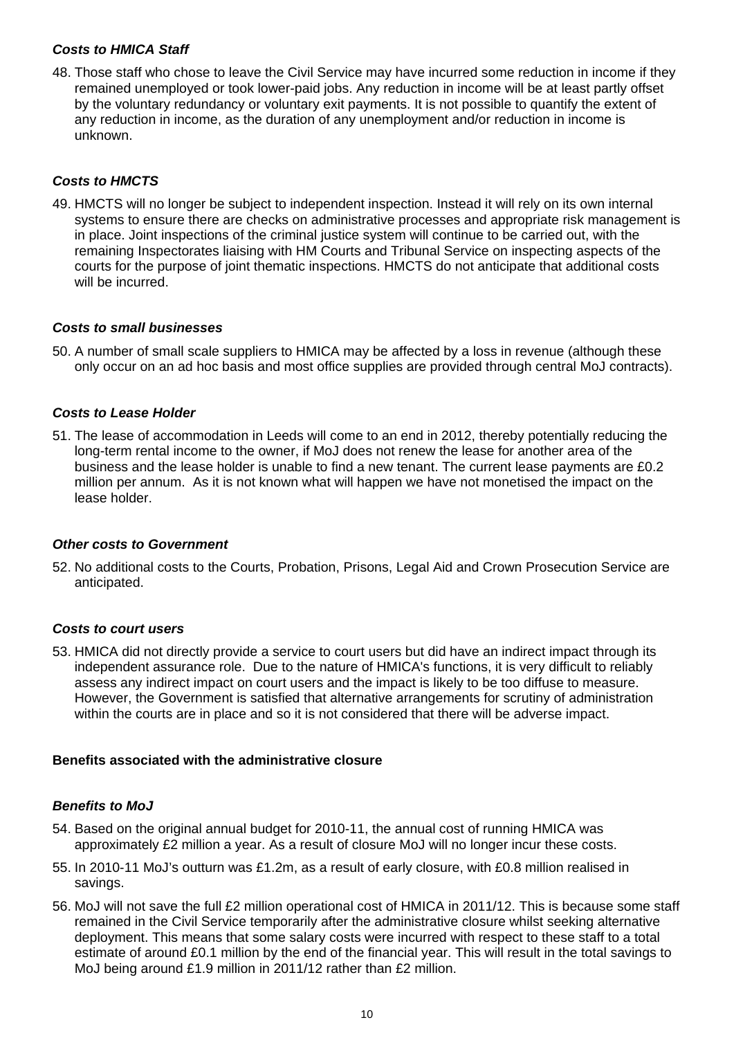### *Costs to HMICA Staff*

48. Those staff who chose to leave the Civil Service may have incurred some reduction in income if they remained unemployed or took lower-paid jobs. Any reduction in income will be at least partly offset by the voluntary redundancy or voluntary exit payments. It is not possible to quantify the extent of any reduction in income, as the duration of any unemployment and/or reduction in income is unknown.

### *Costs to HMCTS*

49. HMCTS will no longer be subject to independent inspection. Instead it will rely on its own internal systems to ensure there are checks on administrative processes and appropriate risk management is in place. Joint inspections of the criminal justice system will continue to be carried out, with the remaining Inspectorates liaising with HM Courts and Tribunal Service on inspecting aspects of the courts for the purpose of joint thematic inspections. HMCTS do not anticipate that additional costs will be incurred.

### *Costs to small businesses*

50. A number of small scale suppliers to HMICA may be affected by a loss in revenue (although these only occur on an ad hoc basis and most office supplies are provided through central MoJ contracts).

### *Costs to Lease Holder*

51. The lease of accommodation in Leeds will come to an end in 2012, thereby potentially reducing the long-term rental income to the owner, if MoJ does not renew the lease for another area of the business and the lease holder is unable to find a new tenant. The current lease payments are £0.2 million per annum. As it is not known what will happen we have not monetised the impact on the lease holder.

### *Other costs to Government*

52. No additional costs to the Courts, Probation, Prisons, Legal Aid and Crown Prosecution Service are anticipated.

### *Costs to court users*

53. HMICA did not directly provide a service to court users but did have an indirect impact through its independent assurance role. Due to the nature of HMICA's functions, it is very difficult to reliably assess any indirect impact on court users and the impact is likely to be too diffuse to measure. However, the Government is satisfied that alternative arrangements for scrutiny of administration within the courts are in place and so it is not considered that there will be adverse impact.

## **Benefits associated with the administrative closure**

### *Benefits to MoJ*

54. Based on the original annual budget for 2010-11, the annual cost of running HMICA was approximately £2 million a year. As a result of closure MoJ will no longer incur these costs.
55. In 2010-11 MoJ's outturn was £1.2m, as a result of early closure, with £0.8 million realised in savings.
56. MoJ will not save the full £2 million operational cost of HMICA in 2011/12. This is because some staff remained in the Civil Service temporarily after the administrative closure whilst seeking alternative deployment. This means that some salary costs were incurred with respect to these staff to a total estimate of around £0.1 million by the end of the financial year. This will result in the total savings to MoJ being around £1.9 million in 2011/12 rather than £2 million.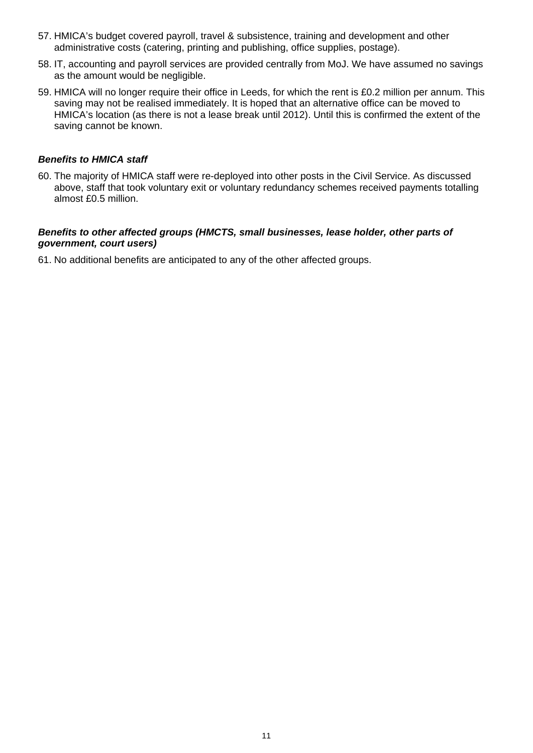57. HMICA's budget covered payroll, travel & subsistence, training and development and other administrative costs (catering, printing and publishing, office supplies, postage).

58. IT, accounting and payroll services are provided centrally from MoJ. We have assumed no savings as the amount would be negligible.

59. HMICA will no longer require their office in Leeds, for which the rent is £0.2 million per annum. This saving may not be realised immediately. It is hoped that an alternative office can be moved to HMICA's location (as there is not a lease break until 2012). Until this is confirmed the extent of the saving cannot be known.

***Benefits to HMICA staff***

60. The majority of HMICA staff were re-deployed into other posts in the Civil Service. As discussed above, staff that took voluntary exit or voluntary redundancy schemes received payments totalling almost £0.5 million.

***Benefits to other affected groups (HMCTS, small businesses, lease holder, other parts of government, court users)***

61. No additional benefits are anticipated to any of the other affected groups.